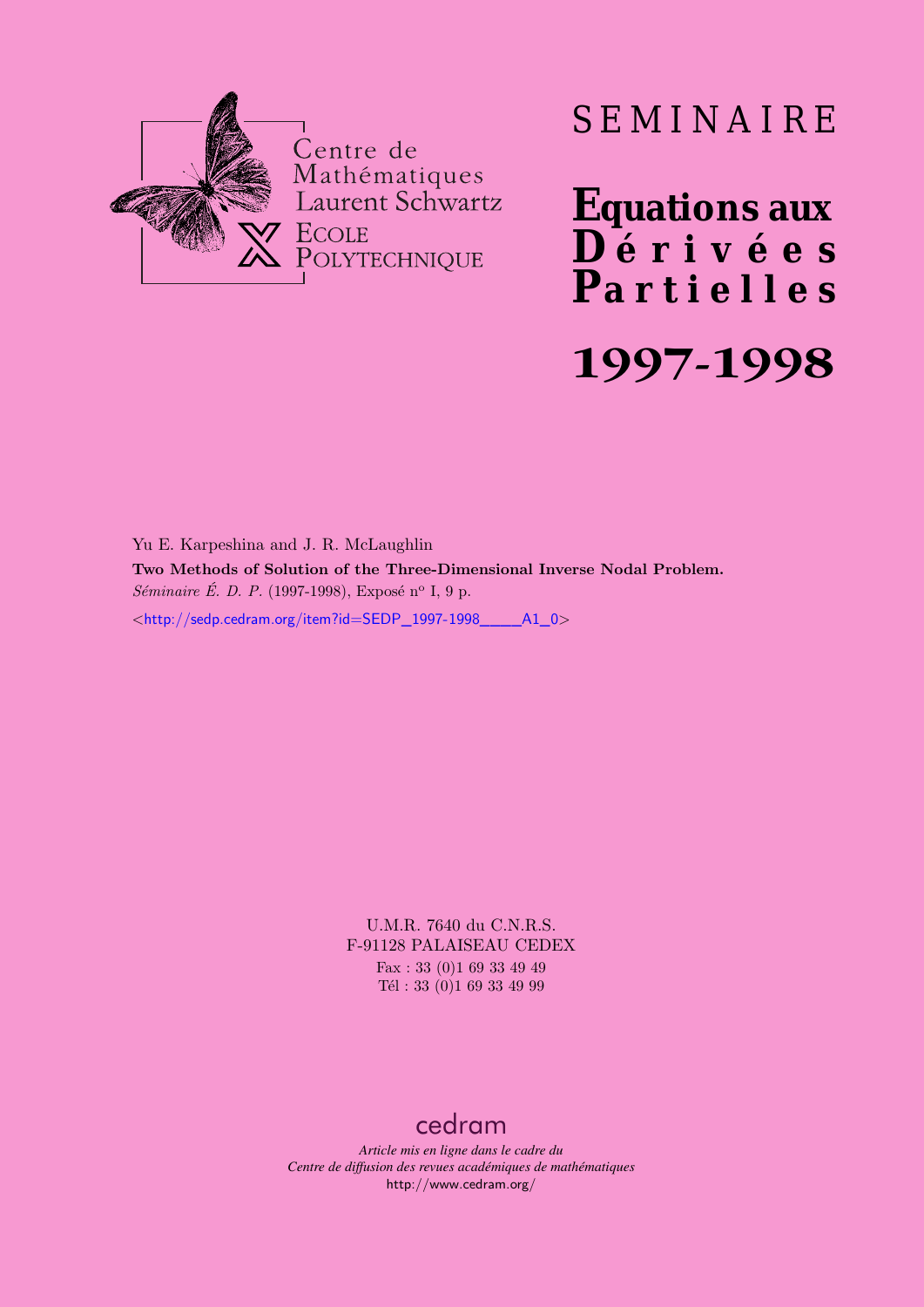Centre de Mathématiques Laurent Schwartz

ECOLE POLYTECHNIQUE

# SEMINAIRE

# Equations aux Dérivées Partielles

# 1997-1998

Yu E. Karpeshina and J. R. McLaughlin

**Two Methods of Solution of the Three-Dimensional Inverse Nodal Problem.**

*Séminaire É. D. P.* (1997-1998), Exposé n$^{o}$ I, 9 p.

<http://sedp.cedram.org/item?id=SEDP_1997-1998____A1_0>

U.M.R. 7640 du C.N.R.S.
F-91128 PALAISEAU CEDEX
Fax : 33 (0)1 69 33 49 49
Tél : 33 (0)1 69 33 49 99

cedram

*Article mis en ligne dans le cadre du*
*Centre de diffusion des revues académiques de mathématiques*
http://www.cedram.org/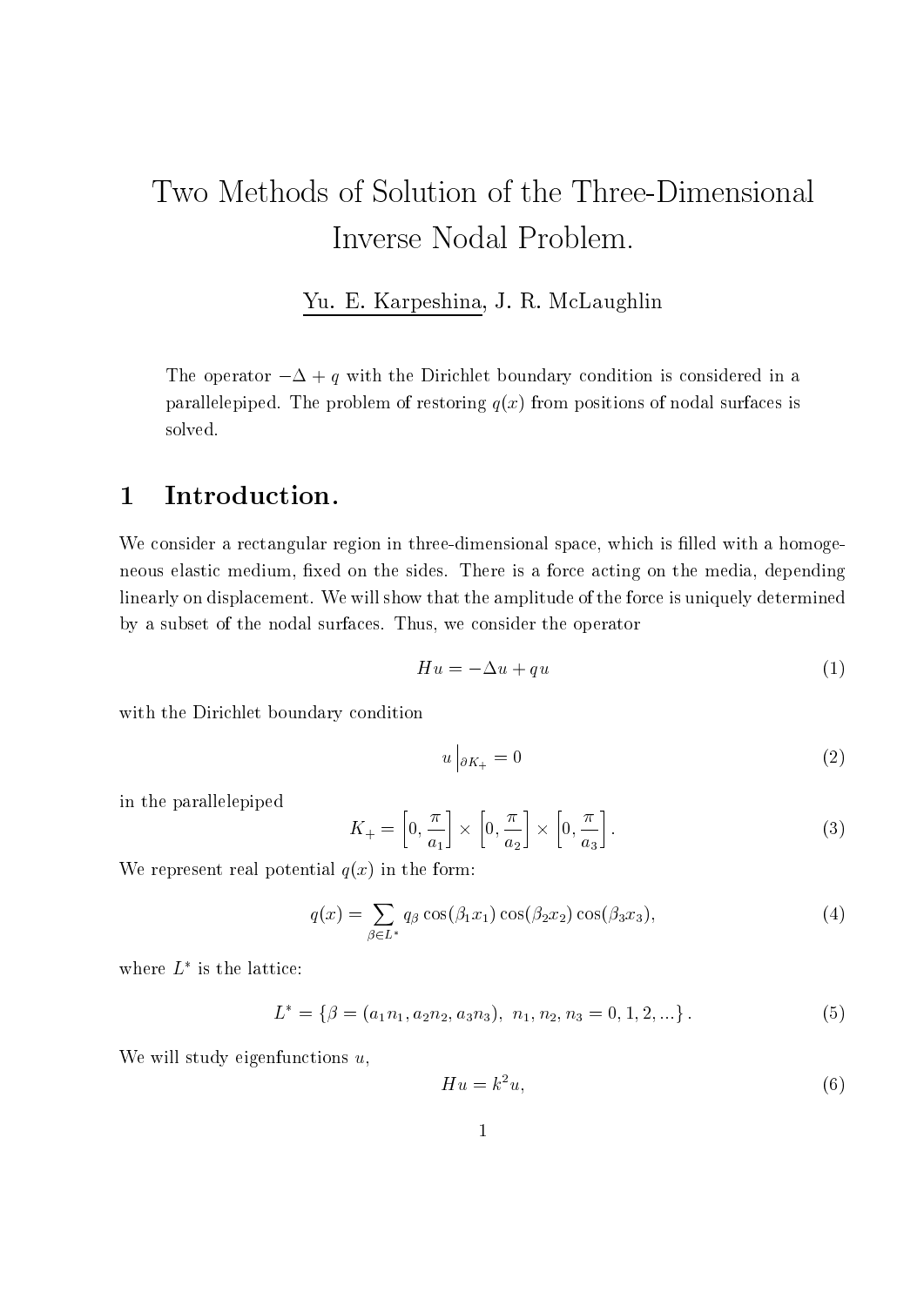# Two Methods of Solution of the Three-Dimensional Inverse Nodal Problem.

Yu. E. Karpeshina, J. R. McLaughlin

The operator $-\Delta + q$ with the Dirichlet boundary condition is considered in a parallelepiped. The problem of restoring $q(x)$ from positions of nodal surfaces is solved.

## 1 Introduction.

We consider a rectangular region in three-dimensional space, which is filled with a homogeneous elastic medium, fixed on the sides. There is a force acting on the media, depending linearly on displacement. We will show that the amplitude of the force is uniquely determined by a subset of the nodal surfaces. Thus, we consider the operator

$$Hu = -\Delta u + qu \tag{1}$$

with the Dirichlet boundary condition

$$u\Big|_{\partial K_+} = 0 \tag{2}$$

in the parallelepiped

$$K_+ = \left[0, \frac{\pi}{a_1}\right] \times \left[0, \frac{\pi}{a_2}\right] \times \left[0, \frac{\pi}{a_3}\right]. \tag{3}$$

We represent real potential $q(x)$ in the form:

$$q(x) = \sum_{\beta \in L^*} q_\beta \cos(\beta_1 x_1) \cos(\beta_2 x_2) \cos(\beta_3 x_3), \tag{4}$$

where $L^*$ is the lattice:

$$L^* = \{\beta = (a_1 n_1, a_2 n_2, a_3 n_3),\ n_1, n_2, n_3 = 0, 1, 2, ...\}. \tag{5}$$

We will study eigenfunctions $u$,

$$Hu = k^2 u, \tag{6}$$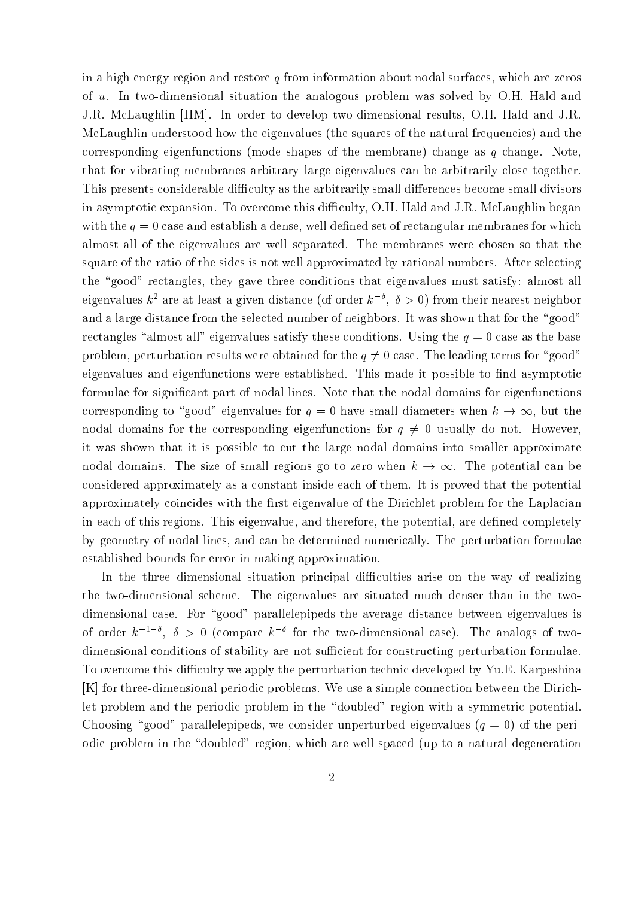in a high energy region and restore $q$ from information about nodal surfaces, which are zeros of $u$. In two-dimensional situation the analogous problem was solved by O.H. Hald and J.R. McLaughlin [HM]. In order to develop two-dimensional results, O.H. Hald and J.R. McLaughlin understood how the eigenvalues (the squares of the natural frequencies) and the corresponding eigenfunctions (mode shapes of the membrane) change as $q$ change. Note, that for vibrating membranes arbitrary large eigenvalues can be arbitrarily close together. This presents considerable difficulty as the arbitrarily small differences become small divisors in asymptotic expansion. To overcome this difficulty, O.H. Hald and J.R. McLaughlin began with the $q = 0$ case and establish a dense, well defined set of rectangular membranes for which almost all of the eigenvalues are well separated. The membranes were chosen so that the square of the ratio of the sides is not well approximated by rational numbers. After selecting the "good" rectangles, they gave three conditions that eigenvalues must satisfy: almost all eigenvalues $k^2$ are at least a given distance (of order $k^{-\delta}$, $\delta > 0$) from their nearest neighbor and a large distance from the selected number of neighbors. It was shown that for the "good" rectangles "almost all" eigenvalues satisfy these conditions. Using the $q = 0$ case as the base problem, perturbation results were obtained for the $q \neq 0$ case. The leading terms for "good" eigenvalues and eigenfunctions were established. This made it possible to find asymptotic formulae for significant part of nodal lines. Note that the nodal domains for eigenfunctions corresponding to "good" eigenvalues for $q = 0$ have small diameters when $k \to \infty$, but the nodal domains for the corresponding eigenfunctions for $q \neq 0$ usually do not. However, it was shown that it is possible to cut the large nodal domains into smaller approximate nodal domains. The size of small regions go to zero when $k \to \infty$. The potential can be considered approximately as a constant inside each of them. It is proved that the potential approximately coincides with the first eigenvalue of the Dirichlet problem for the Laplacian in each of this regions. This eigenvalue, and therefore, the potential, are defined completely by geometry of nodal lines, and can be determined numerically. The perturbation formulae established bounds for error in making approximation.

In the three dimensional situation principal difficulties arise on the way of realizing the two-dimensional scheme. The eigenvalues are situated much denser than in the two-dimensional case. For "good" parallelepipeds the average distance between eigenvalues is of order $k^{-1-\delta}$, $\delta > 0$ (compare $k^{-\delta}$ for the two-dimensional case). The analogs of two-dimensional conditions of stability are not sufficient for constructing perturbation formulae. To overcome this difficulty we apply the perturbation technic developed by Yu.E. Karpeshina [K] for three-dimensional periodic problems. We use a simple connection between the Dirichlet problem and the periodic problem in the "doubled" region with a symmetric potential. Choosing "good" parallelepipeds, we consider unperturbed eigenvalues ($q = 0$) of the periodic problem in the "doubled" region, which are well spaced (up to a natural degeneration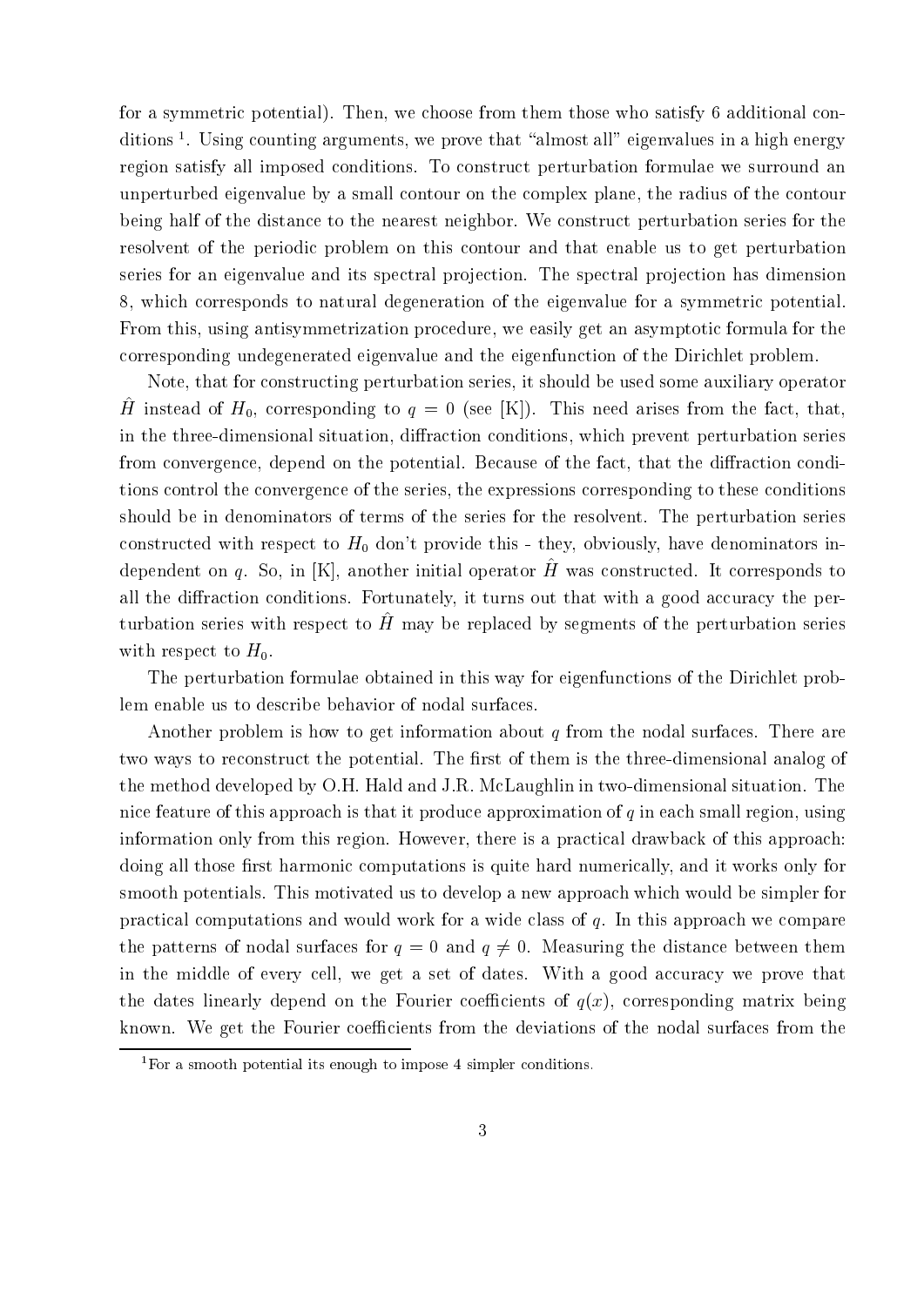for a symmetric potential). Then, we choose from them those who satisfy 6 additional conditions [1]. Using counting arguments, we prove that "almost all" eigenvalues in a high energy region satisfy all imposed conditions. To construct perturbation formulae we surround an unperturbed eigenvalue by a small contour on the complex plane, the radius of the contour being half of the distance to the nearest neighbor. We construct perturbation series for the resolvent of the periodic problem on this contour and that enable us to get perturbation series for an eigenvalue and its spectral projection. The spectral projection has dimension 8, which corresponds to natural degeneration of the eigenvalue for a symmetric potential. From this, using antisymmetrization procedure, we easily get an asymptotic formula for the corresponding undegenerated eigenvalue and the eigenfunction of the Dirichlet problem.

Note, that for constructing perturbation series, it should be used some auxiliary operator $\hat{H}$ instead of $H_0$, corresponding to $q = 0$ (see [K]). This need arises from the fact, that, in the three-dimensional situation, diffraction conditions, which prevent perturbation series from convergence, depend on the potential. Because of the fact, that the diffraction conditions control the convergence of the series, the expressions corresponding to these conditions should be in denominators of terms of the series for the resolvent. The perturbation series constructed with respect to $H_0$ don't provide this - they, obviously, have denominators independent on $q$. So, in [K], another initial operator $\hat{H}$ was constructed. It corresponds to all the diffraction conditions. Fortunately, it turns out that with a good accuracy the perturbation series with respect to $\hat{H}$ may be replaced by segments of the perturbation series with respect to $H_0$.

The perturbation formulae obtained in this way for eigenfunctions of the Dirichlet problem enable us to describe behavior of nodal surfaces.

Another problem is how to get information about $q$ from the nodal surfaces. There are two ways to reconstruct the potential. The first of them is the three-dimensional analog of the method developed by O.H. Hald and J.R. McLaughlin in two-dimensional situation. The nice feature of this approach is that it produce approximation of $q$ in each small region, using information only from this region. However, there is a practical drawback of this approach: doing all those first harmonic computations is quite hard numerically, and it works only for smooth potentials. This motivated us to develop a new approach which would be simpler for practical computations and would work for a wide class of $q$. In this approach we compare the patterns of nodal surfaces for $q = 0$ and $q \neq 0$. Measuring the distance between them in the middle of every cell, we get a set of dates. With a good accuracy we prove that the dates linearly depend on the Fourier coefficients of $q(x)$, corresponding matrix being known. We get the Fourier coefficients from the deviations of the nodal surfaces from the

[1] For a smooth potential its enough to impose 4 simpler conditions.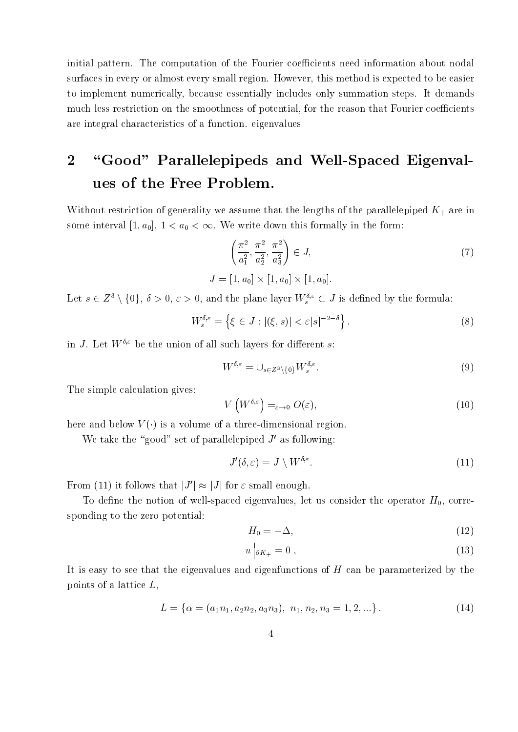initial pattern. The computation of the Fourier coefficients need information about nodal surfaces in every or almost every small region. However, this method is expected to be easier to implement numerically, because essentially includes only summation steps. It demands much less restriction on the smoothness of potential, for the reason that Fourier coefficients are integral characteristics of a function. eigenvalues

## 2 "Good" Parallelepipeds and Well-Spaced Eigenvalues of the Free Problem.

Without restriction of generality we assume that the lengths of the parallelepiped $K_+$ are in some interval $[1, a_0]$, $1 < a_0 < \infty$. We write down this formally in the form:

$$\left(\frac{\pi^2}{a_1^2}, \frac{\pi^2}{a_2^2}, \frac{\pi^2}{a_3^2}\right) \in J, \tag{7}$$

$$J = [1, a_0] \times [1, a_0] \times [1, a_0].$$

Let $s \in Z^3 \setminus \{0\}$, $\delta > 0$, $\varepsilon > 0$, and the plane layer $W_s^{\delta,\varepsilon} \subset J$ is defined by the formula:

$$W_s^{\delta,\varepsilon} = \left\{\xi \in J : |(\xi, s)| < \varepsilon |s|^{-2-\delta}\right\}. \tag{8}$$

in $J$. Let $W^{\delta,\varepsilon}$ be the union of all such layers for different $s$:

$$W^{\delta,\varepsilon} = \cup_{s \in Z^3 \setminus \{0\}} W_s^{\delta,\varepsilon}. \tag{9}$$

The simple calculation gives:

$$V\left(W^{\delta,\varepsilon}\right) =_{\varepsilon \to 0} O(\varepsilon), \tag{10}$$

here and below $V(\cdot)$ is a volume of a three-dimensional region.

We take the "good" set of parallelepiped $J'$ as following:

$$J'(\delta, \varepsilon) = J \setminus W^{\delta,\varepsilon}. \tag{11}$$

From (11) it follows that $|J'| \approx |J|$ for $\varepsilon$ small enough.

To define the notion of well-spaced eigenvalues, let us consider the operator $H_0$, corresponding to the zero potential:

$$H_0 = -\Delta, \tag{12}$$

$$u\Big|_{\partial K_+} = 0\ , \tag{13}$$

It is easy to see that the eigenvalues and eigenfunctions of $H$ can be parameterized by the points of a lattice $L$,

$$L = \{\alpha = (a_1 n_1, a_2 n_2, a_3 n_3),\ n_1, n_2, n_3 = 1, 2, \ldots\}. \tag{14}$$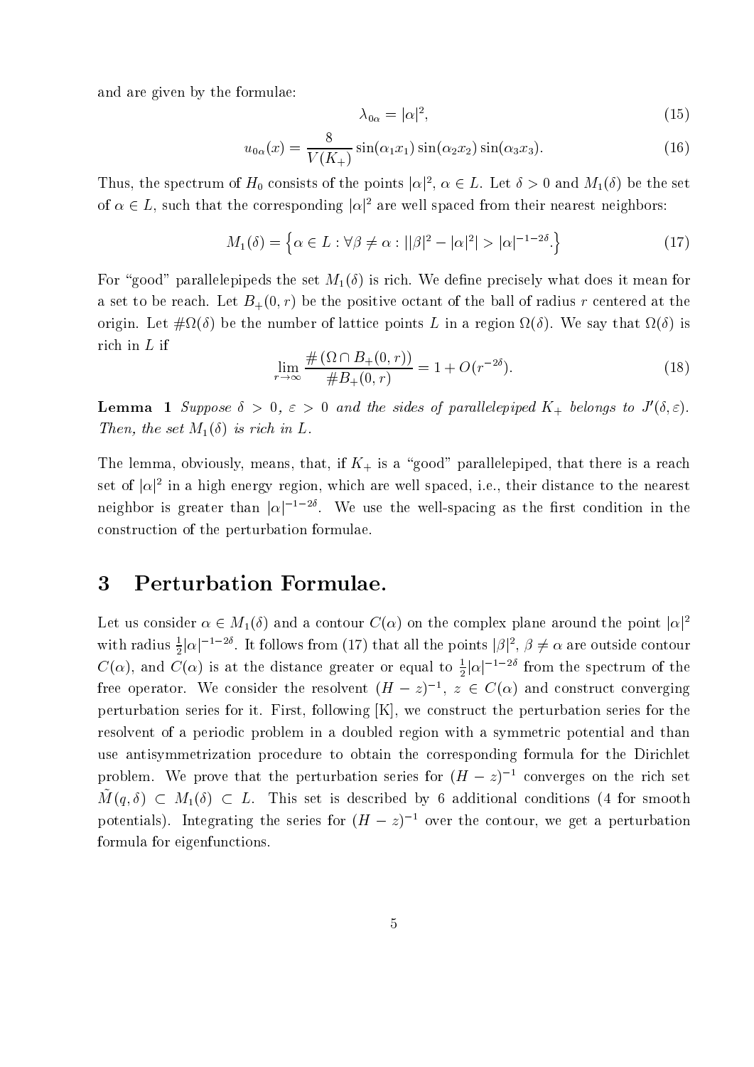and are given by the formulae:

$$\lambda_{0\alpha} = |\alpha|^2, \tag{15}$$

$$u_{0\alpha}(x) = \frac{8}{V(K_+)} \sin(\alpha_1 x_1) \sin(\alpha_2 x_2) \sin(\alpha_3 x_3). \tag{16}$$

Thus, the spectrum of $H_0$ consists of the points $|\alpha|^2$, $\alpha \in L$. Let $\delta > 0$ and $M_1(\delta)$ be the set of $\alpha \in L$, such that the corresponding $|\alpha|^2$ are well spaced from their nearest neighbors:

$$M_1(\delta) = \left\{ \alpha \in L : \forall \beta \neq \alpha : ||\beta|^2 - |\alpha|^2| > |\alpha|^{-1-2\delta}. \right\} \tag{17}$$

For "good" parallelepipeds the set $M_1(\delta)$ is rich. We define precisely what does it mean for a set to be reach. Let $B_+(0, r)$ be the positive octant of the ball of radius $r$ centered at the origin. Let $\#\Omega(\delta)$ be the number of lattice points $L$ in a region $\Omega(\delta)$. We say that $\Omega(\delta)$ is rich in $L$ if

$$\lim_{r \to \infty} \frac{\# (\Omega \cap B_+(0, r))}{\# B_+(0, r)} = 1 + O(r^{-2\delta}). \tag{18}$$

**Lemma 1** *Suppose $\delta > 0$, $\varepsilon > 0$ and the sides of parallelepiped $K_+$ belongs to $J'(\delta, \varepsilon)$. Then, the set $M_1(\delta)$ is rich in $L$.*

The lemma, obviously, means, that, if $K_+$ is a "good" parallelepiped, that there is a reach set of $|\alpha|^2$ in a high energy region, which are well spaced, i.e., their distance to the nearest neighbor is greater than $|\alpha|^{-1-2\delta}$. We use the well-spacing as the first condition in the construction of the perturbation formulae.

## 3 Perturbation Formulae.

Let us consider $\alpha \in M_1(\delta)$ and a contour $C(\alpha)$ on the complex plane around the point $|\alpha|^2$ with radius $\frac{1}{2}|\alpha|^{-1-2\delta}$. It follows from (17) that all the points $|\beta|^2$, $\beta \neq \alpha$ are outside contour $C(\alpha)$, and $C(\alpha)$ is at the distance greater or equal to $\frac{1}{2}|\alpha|^{-1-2\delta}$ from the spectrum of the free operator. We consider the resolvent $(H - z)^{-1}$, $z \in C(\alpha)$ and construct converging perturbation series for it. First, following [K], we construct the perturbation series for the resolvent of a periodic problem in a doubled region with a symmetric potential and than use antisymmetrization procedure to obtain the corresponding formula for the Dirichlet problem. We prove that the perturbation series for $(H - z)^{-1}$ converges on the rich set $\tilde{M}(q, \delta) \subset M_1(\delta) \subset L$. This set is described by 6 additional conditions (4 for smooth potentials). Integrating the series for $(H - z)^{-1}$ over the contour, we get a perturbation formula for eigenfunctions.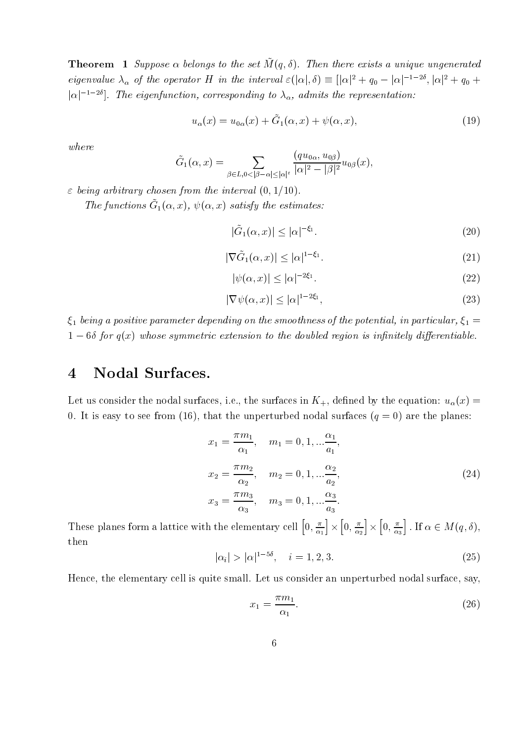**Theorem 1** *Suppose $\alpha$ belongs to the set $\tilde{M}(q,\delta)$. Then there exists a unique ungenerated eigenvalue $\lambda_\alpha$ of the operator $H$ in the interval $\varepsilon(|\alpha|,\delta) \equiv [|\alpha|^2 + q_0 - |\alpha|^{-1-2\delta}, |\alpha|^2 + q_0 + |\alpha|^{-1-2\delta}]$. The eigenfunction, corresponding to $\lambda_\alpha$, admits the representation:*

$$u_\alpha(x) = u_{0\alpha}(x) + \tilde{G}_1(\alpha, x) + \psi(\alpha, x), \tag{19}$$

*where*

$$\tilde{G}_1(\alpha, x) = \sum_{\beta \in L, 0<|\beta-\alpha|\leq |\alpha|^\varepsilon} \frac{(qu_{0\alpha}, u_{0\beta})}{|\alpha|^2 - |\beta|^2} u_{0\beta}(x),$$

*$\varepsilon$ being arbitrary chosen from the interval $(0, 1/10)$.*

*The functions $\tilde{G}_1(\alpha, x)$, $\psi(\alpha, x)$ satisfy the estimates:*

$$|\tilde{G}_1(\alpha, x)| \leq |\alpha|^{-\xi_1}. \tag{20}$$

$$|\nabla \tilde{G}_1(\alpha, x)| \leq |\alpha|^{1-\xi_1}. \tag{21}$$

$$|\psi(\alpha, x)| \leq |\alpha|^{-2\xi_1}. \tag{22}$$

$$|\nabla \psi(\alpha, x)| \leq |\alpha|^{1-2\xi_1}, \tag{23}$$

*$\xi_1$ being a positive parameter depending on the smoothness of the potential, in particular, $\xi_1 = 1 - 6\delta$ for $q(x)$ whose symmetric extension to the doubled region is infinitely differentiable.*

## 4 Nodal Surfaces.

Let us consider the nodal surfaces, i.e., the surfaces in $K_+$, defined by the equation: $u_\alpha(x) = 0$. It is easy to see from (16), that the unperturbed nodal surfaces ($q = 0$) are the planes:

$$\begin{aligned}
x_1 &= \frac{\pi m_1}{\alpha_1}, \quad m_1 = 0, 1, \ldots \frac{\alpha_1}{a_1}, \\
x_2 &= \frac{\pi m_2}{\alpha_2}, \quad m_2 = 0, 1, \ldots \frac{\alpha_2}{a_2}, \\
x_3 &= \frac{\pi m_3}{\alpha_3}, \quad m_3 = 0, 1, \ldots \frac{\alpha_3}{a_3}.
\end{aligned} \tag{24}$$

These planes form a lattice with the elementary cell $\left[0, \frac{\pi}{\alpha_1}\right] \times \left[0, \frac{\pi}{\alpha_2}\right] \times \left[0, \frac{\pi}{\alpha_3}\right]$. If $\alpha \in M(q,\delta)$, then

$$|\alpha_i| > |\alpha|^{1-5\delta}, \quad i = 1, 2, 3. \tag{25}$$

Hence, the elementary cell is quite small. Let us consider an unperturbed nodal surface, say,

$$x_1 = \frac{\pi m_1}{\alpha_1}. \tag{26}$$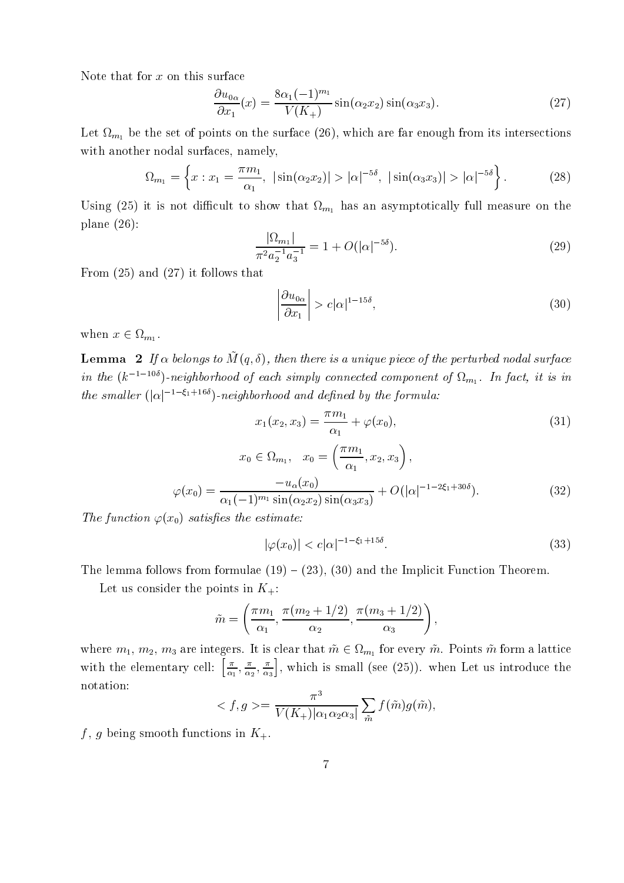Note that for $x$ on this surface

$$\frac{\partial u_{0\alpha}}{\partial x_1}(x) = \frac{8\alpha_1(-1)^{m_1}}{V(K_+)}\sin(\alpha_2 x_2)\sin(\alpha_3 x_3). \tag{27}$$

Let $\Omega_{m_1}$ be the set of points on the surface (26), which are far enough from its intersections with another nodal surfaces, namely,

$$\Omega_{m_1} = \left\{x : x_1 = \frac{\pi m_1}{\alpha_1},\ |\sin(\alpha_2 x_2)| > |\alpha|^{-5\delta},\ |\sin(\alpha_3 x_3)| > |\alpha|^{-5\delta}\right\}. \tag{28}$$

Using (25) it is not difficult to show that $\Omega_{m_1}$ has an asymptotically full measure on the plane (26):

$$\frac{|\Omega_{m_1}|}{\pi^2 a_2^{-1} a_3^{-1}} = 1 + O(|\alpha|^{-5\delta}). \tag{29}$$

From (25) and (27) it follows that

$$\left|\frac{\partial u_{0\alpha}}{\partial x_1}\right| > c|\alpha|^{1-15\delta}, \tag{30}$$

when $x \in \Omega_{m_1}$.

**Lemma 2** *If $\alpha$ belongs to $\tilde{M}(q,\delta)$, then there is a unique piece of the perturbed nodal surface in the $(k^{-1-10\delta})$-neighborhood of each simply connected component of $\Omega_{m_1}$. In fact, it is in the smaller $(|\alpha|^{-1-\xi_1+16\delta})$-neighborhood and defined by the formula:*

$$x_1(x_2,x_3) = \frac{\pi m_1}{\alpha_1} + \varphi(x_0), \tag{31}$$

$$x_0 \in \Omega_{m_1}, \quad x_0 = \left(\frac{\pi m_1}{\alpha_1}, x_2, x_3\right),$$

$$\varphi(x_0) = \frac{-u_\alpha(x_0)}{\alpha_1(-1)^{m_1}\sin(\alpha_2 x_2)\sin(\alpha_3 x_3)} + O(|\alpha|^{-1-2\xi_1+30\delta}). \tag{32}$$

*The function $\varphi(x_0)$ satisfies the estimate:*

$$|\varphi(x_0)| < c|\alpha|^{-1-\xi_1+15\delta}. \tag{33}$$

The lemma follows from formulae (19) – (23), (30) and the Implicit Function Theorem.

Let us consider the points in $K_+$:

$$\tilde{m} = \left(\frac{\pi m_1}{\alpha_1}, \frac{\pi(m_2+1/2)}{\alpha_2}, \frac{\pi(m_3+1/2)}{\alpha_3}\right),$$

where $m_1$, $m_2$, $m_3$ are integers. It is clear that $\tilde{m} \in \Omega_{m_1}$ for every $\tilde{m}$. Points $\tilde{m}$ form a lattice with the elementary cell: $\left[\frac{\pi}{\alpha_1}, \frac{\pi}{\alpha_2}, \frac{\pi}{\alpha_3}\right]$, which is small (see (25)). when Let us introduce the notation:

$$< f, g > = \frac{\pi^3}{V(K_+)|\alpha_1\alpha_2\alpha_3|}\sum_{\tilde{m}} f(\tilde{m})g(\tilde{m}),$$

$f$, $g$ being smooth functions in $K_+$.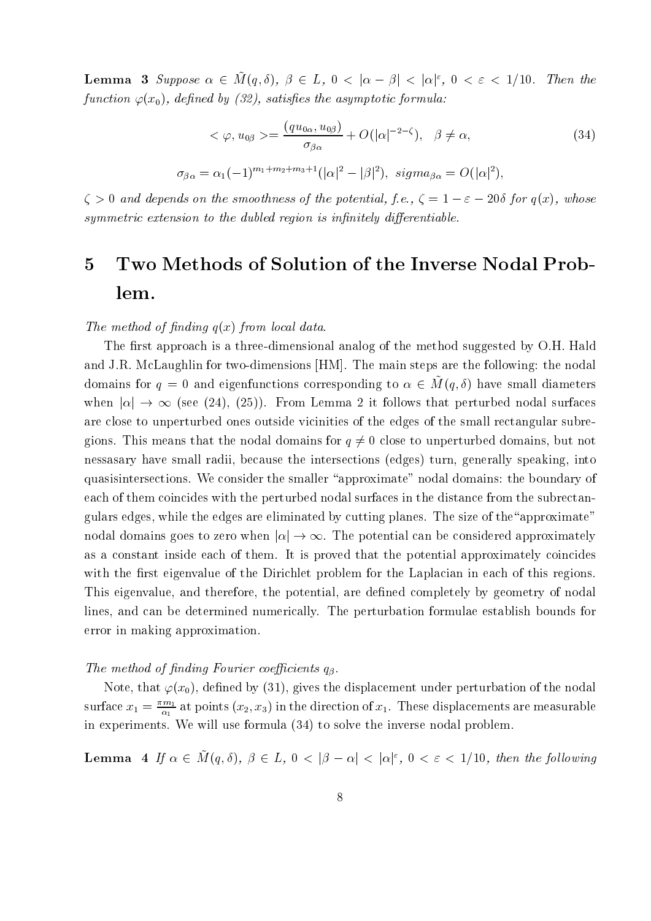**Lemma 3** *Suppose $\alpha \in \tilde{M}(q,\delta)$, $\beta \in L$, $0 < |\alpha - \beta| < |\alpha|^{\varepsilon}$, $0 < \varepsilon < 1/10$. Then the function $\varphi(x_0)$, defined by (32), satisfies the asymptotic formula:*

$$< \varphi, u_{0\beta} >= \frac{(qu_{0\alpha}, u_{0\beta})}{\sigma_{\beta\alpha}} + O(|\alpha|^{-2-\zeta}), \quad \beta \neq \alpha, \tag{34}$$

$$\sigma_{\beta\alpha} = \alpha_1(-1)^{m_1+m_2+m_3+1}(|\alpha|^2 - |\beta|^2), \; sigma_{\beta\alpha} = O(|\alpha|^2),$$

*$\zeta > 0$ and depends on the smoothness of the potential, f.e., $\zeta = 1 - \varepsilon - 20\delta$ for $q(x)$, whose symmetric extension to the dubled region is infinitely differentiable.*

# 5 Two Methods of Solution of the Inverse Nodal Problem.

*The method of finding $q(x)$ from local data.*

The first approach is a three-dimensional analog of the method suggested by O.H. Hald and J.R. McLaughlin for two-dimensions [HM]. The main steps are the following: the nodal domains for $q = 0$ and eigenfunctions corresponding to $\alpha \in \tilde{M}(q,\delta)$ have small diameters when $|\alpha| \to \infty$ (see (24), (25)). From Lemma 2 it follows that perturbed nodal surfaces are close to unperturbed ones outside vicinities of the edges of the small rectangular subregions. This means that the nodal domains for $q \neq 0$ close to unperturbed domains, but not nessasary have small radii, because the intersections (edges) turn, generally speaking, into quasisintersections. We consider the smaller "approximate" nodal domains: the boundary of each of them coincides with the perturbed nodal surfaces in the distance from the subrectangulars edges, while the edges are eliminated by cutting planes. The size of the"approximate" nodal domains goes to zero when $|\alpha| \to \infty$. The potential can be considered approximately as a constant inside each of them. It is proved that the potential approximately coincides with the first eigenvalue of the Dirichlet problem for the Laplacian in each of this regions. This eigenvalue, and therefore, the potential, are defined completely by geometry of nodal lines, and can be determined numerically. The perturbation formulae establish bounds for error in making approximation.

*The method of finding Fourier coefficients $q_\beta$.*

Note, that $\varphi(x_0)$, defined by (31), gives the displacement under perturbation of the nodal surface $x_1 = \frac{\pi m_1}{\alpha_1}$ at points $(x_2, x_3)$ in the direction of $x_1$. These displacements are measurable in experiments. We will use formula (34) to solve the inverse nodal problem.

**Lemma 4** *If $\alpha \in \tilde{M}(q,\delta)$, $\beta \in L$, $0 < |\beta - \alpha| < |\alpha|^{\varepsilon}$, $0 < \varepsilon < 1/10$, then the following*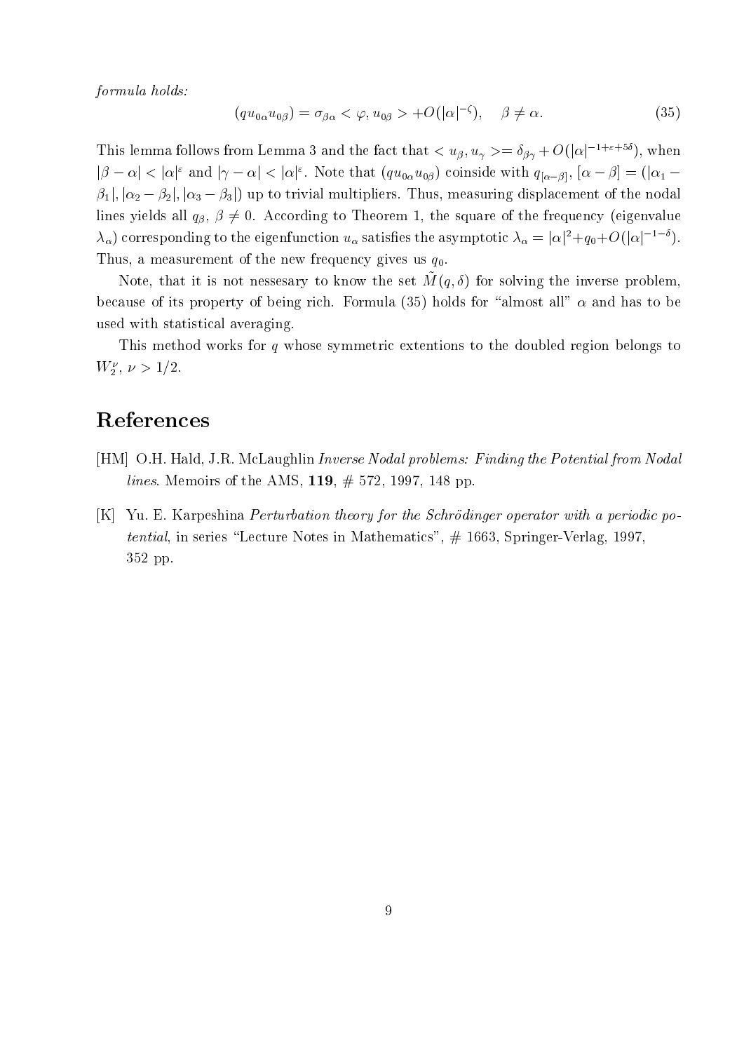*formula holds:*

$$(qu_{0\alpha}u_{0\beta}) = \sigma_{\beta\alpha} < \varphi, u_{0\beta} > +O(|\alpha|^{-\zeta}), \quad \beta \neq \alpha. \tag{35}$$

This lemma follows from Lemma 3 and the fact that $< u_\beta, u_\gamma >= \delta_{\beta\gamma} + O(|\alpha|^{-1+\varepsilon+5\delta})$, when $|\beta - \alpha| < |\alpha|^\varepsilon$ and $|\gamma - \alpha| < |\alpha|^\varepsilon$. Note that $(qu_{0\alpha}u_{0\beta})$ coinside with $q_{[\alpha-\beta]}$, $[\alpha - \beta] = (|\alpha_1 - \beta_1|, |\alpha_2 - \beta_2|, |\alpha_3 - \beta_3|)$ up to trivial multipliers. Thus, measuring displacement of the nodal lines yields all $q_\beta$, $\beta \neq 0$. According to Theorem 1, the square of the frequency (eigenvalue $\lambda_\alpha$) corresponding to the eigenfunction $u_\alpha$ satisfies the asymptotic $\lambda_\alpha = |\alpha|^2 + q_0 + O(|\alpha|^{-1-\delta})$. Thus, a measurement of the new frequency gives us $q_0$.

Note, that it is not nessesary to know the set $\tilde{M}(q,\delta)$ for solving the inverse problem, because of its property of being rich. Formula (35) holds for "almost all" $\alpha$ and has to be used with statistical averaging.

This method works for $q$ whose symmetric extentions to the doubled region belongs to $W_2^\nu$, $\nu > 1/2$.

## References

[HM] O.H. Hald, J.R. McLaughlin *Inverse Nodal problems: Finding the Potential from Nodal lines*. Memoirs of the AMS, **119**, # 572, 1997, 148 pp.

[K] Yu. E. Karpeshina *Perturbation theory for the Schrödinger operator with a periodic potential*, in series "Lecture Notes in Mathematics", # 1663, Springer-Verlag, 1997, 352 pp.